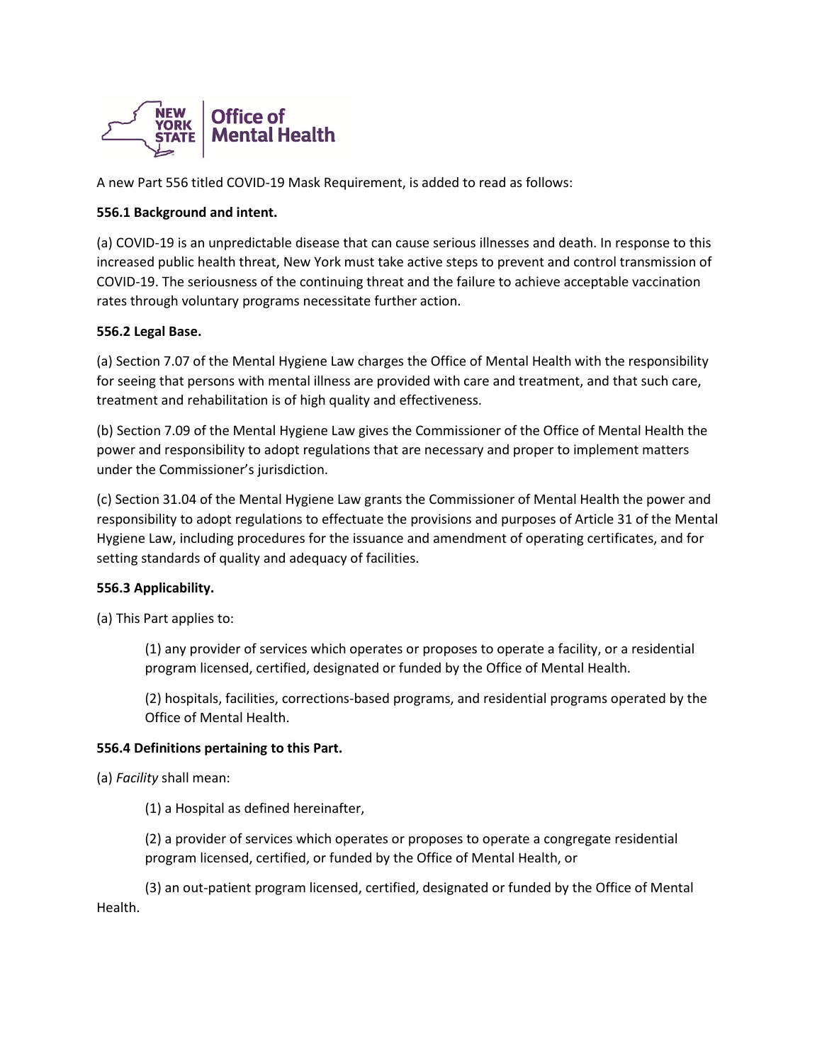A new Part 556 titled COVID-19 Mask Requirement, is added to read as follows:

**556.1 Background and intent.**

(a) COVID-19 is an unpredictable disease that can cause serious illnesses and death. In response to this increased public health threat, New York must take active steps to prevent and control transmission of COVID-19. The seriousness of the continuing threat and the failure to achieve acceptable vaccination rates through voluntary programs necessitate further action.

**556.2 Legal Base.**

(a) Section 7.07 of the Mental Hygiene Law charges the Office of Mental Health with the responsibility for seeing that persons with mental illness are provided with care and treatment, and that such care, treatment and rehabilitation is of high quality and effectiveness.

(b) Section 7.09 of the Mental Hygiene Law gives the Commissioner of the Office of Mental Health the power and responsibility to adopt regulations that are necessary and proper to implement matters under the Commissioner's jurisdiction.

(c) Section 31.04 of the Mental Hygiene Law grants the Commissioner of Mental Health the power and responsibility to adopt regulations to effectuate the provisions and purposes of Article 31 of the Mental Hygiene Law, including procedures for the issuance and amendment of operating certificates, and for setting standards of quality and adequacy of facilities.

**556.3 Applicability.**

(a) This Part applies to:

(1) any provider of services which operates or proposes to operate a facility, or a residential program licensed, certified, designated or funded by the Office of Mental Health.

(2) hospitals, facilities, corrections-based programs, and residential programs operated by the Office of Mental Health.

**556.4 Definitions pertaining to this Part.**

(a) *Facility* shall mean:

(1) a Hospital as defined hereinafter,

(2) a provider of services which operates or proposes to operate a congregate residential program licensed, certified, or funded by the Office of Mental Health, or

(3) an out-patient program licensed, certified, designated or funded by the Office of Mental Health.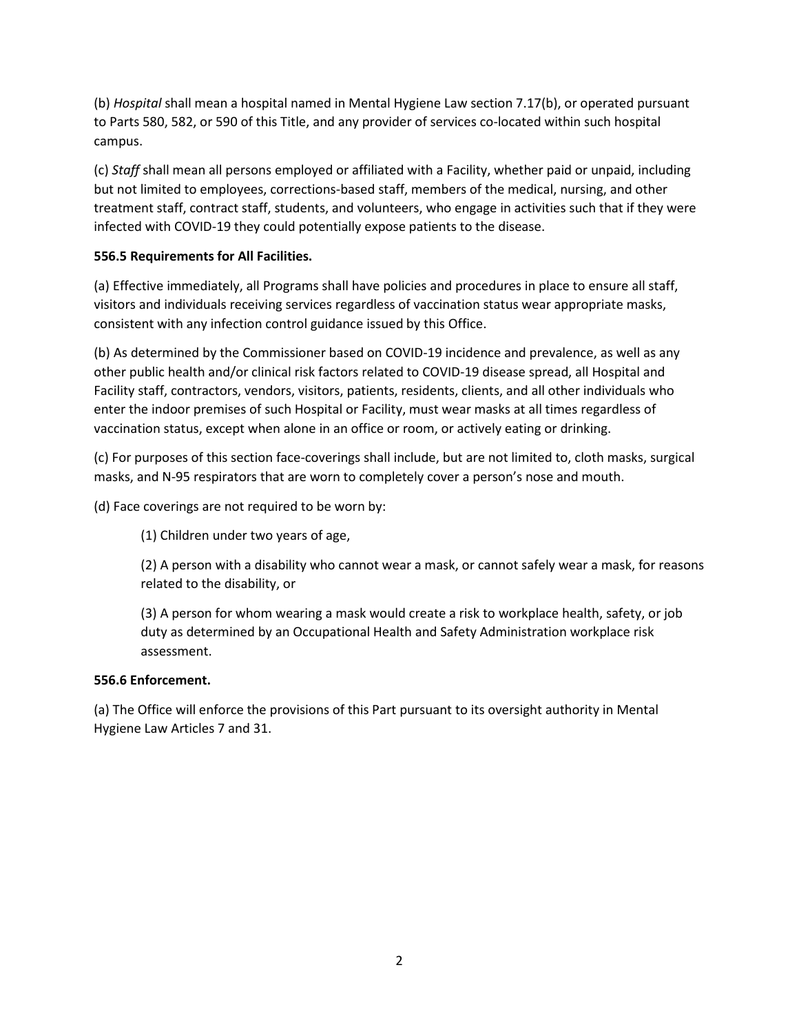(b) *Hospital* shall mean a hospital named in Mental Hygiene Law section 7.17(b), or operated pursuant to Parts 580, 582, or 590 of this Title, and any provider of services co-located within such hospital campus.

(c) *Staff* shall mean all persons employed or affiliated with a Facility, whether paid or unpaid, including but not limited to employees, corrections-based staff, members of the medical, nursing, and other treatment staff, contract staff, students, and volunteers, who engage in activities such that if they were infected with COVID-19 they could potentially expose patients to the disease.

**556.5 Requirements for All Facilities.**

(a) Effective immediately, all Programs shall have policies and procedures in place to ensure all staff, visitors and individuals receiving services regardless of vaccination status wear appropriate masks, consistent with any infection control guidance issued by this Office.

(b) As determined by the Commissioner based on COVID-19 incidence and prevalence, as well as any other public health and/or clinical risk factors related to COVID-19 disease spread, all Hospital and Facility staff, contractors, vendors, visitors, patients, residents, clients, and all other individuals who enter the indoor premises of such Hospital or Facility, must wear masks at all times regardless of vaccination status, except when alone in an office or room, or actively eating or drinking.

(c) For purposes of this section face-coverings shall include, but are not limited to, cloth masks, surgical masks, and N-95 respirators that are worn to completely cover a person's nose and mouth.

(d) Face coverings are not required to be worn by:

(1) Children under two years of age,

(2) A person with a disability who cannot wear a mask, or cannot safely wear a mask, for reasons related to the disability, or

(3) A person for whom wearing a mask would create a risk to workplace health, safety, or job duty as determined by an Occupational Health and Safety Administration workplace risk assessment.

**556.6 Enforcement.**

(a) The Office will enforce the provisions of this Part pursuant to its oversight authority in Mental Hygiene Law Articles 7 and 31.